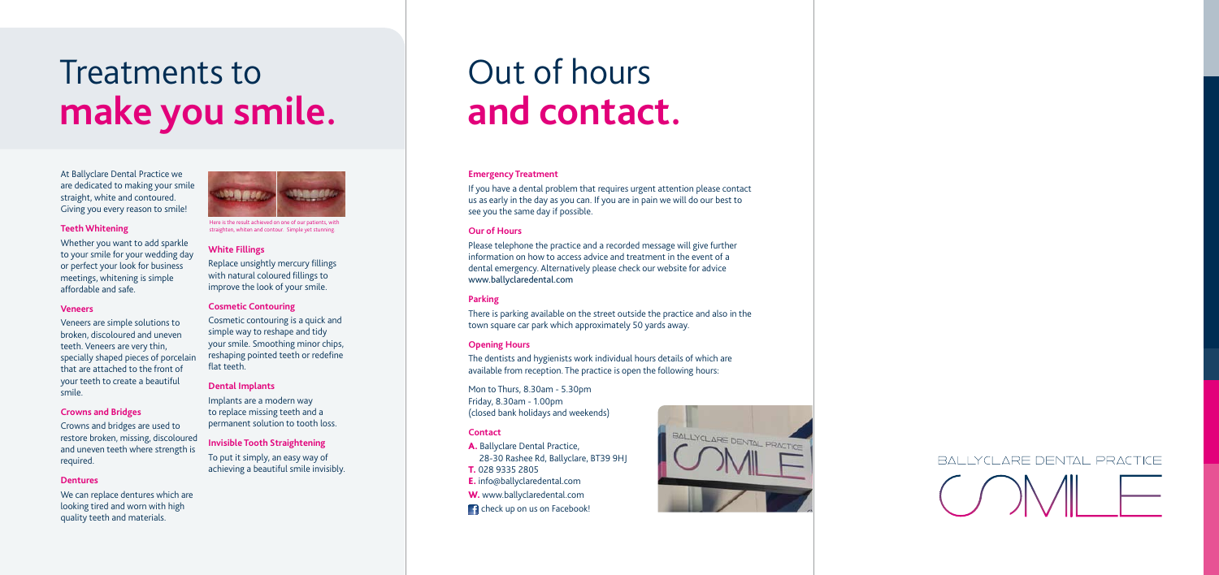# Treatments to **make you smile.**

At Ballyclare Dental Practice we are dedicated to making your smile straight, white and contoured. Giving you every reason to smile!

### Teeth Whitening

Whether you want to add sparkle to your smile for your wedding day or perfect your look for business meetings, whitening is simple affordable and safe.

### Veneers

Veneers are simple solutions to broken, discoloured and uneven teeth. Veneers are very thin, specially shaped pieces of porcelain that are attached to the front of your teeth to create a beautiful smile.

### Crowns and Bridges

Crowns and bridges are used to restore broken, missing, discoloured and uneven teeth where strength is required.

### Dentures

We can replace dentures which are looking tired and worn with high quality teeth and materials.

Here is the result achieved on one of our patients, with straighten, whiten and contour. Simple yet stunning.

### White Fillings

Replace unsightly mercury fillings with natural coloured fillings to improve the look of your smile.

### Cosmetic Contouring

Cosmetic contouring is a quick and simple way to reshape and tidy your smile. Smoothing minor chips, reshaping pointed teeth or redefine flat teeth.

### Dental Implants

Implants are a modern way to replace missing teeth and a permanent solution to tooth loss.

### Invisible Tooth Straightening

To put it simply, an easy way of achieving a beautiful smile invisibly.

# Out of hours **and contact.**

### Emergency Treatment

If you have a dental problem that requires urgent attention please contact us as early in the day as you can. If you are in pain we will do our best to see you the same day if possible.

### Our of Hours

Please telephone the practice and a recorded message will give further information on how to access advice and treatment in the event of a dental emergency. Alternatively please check our website for advice www.ballyclaredental.com

### Parking

There is parking available on the street outside the practice and also in the town square car park which approximately 50 yards away.

### Opening Hours

The dentists and hygienists work individual hours details of which are available from reception. The practice is open the following hours:

Mon to Thurs, 8.30am - 5.30pm
Friday, 8.30am - 1.00pm
(closed bank holidays and weekends)

### Contact

**A.** Ballyclare Dental Practice,
28-30 Rashee Rd, Ballyclare, BT39 9HJ
**T.** 028 9335 2805
**E.** info@ballyclaredental.com
**W.** www.ballyclaredental.com
check up on us on Facebook!

BALLYCLARE DENTAL PRACTICE

SMILE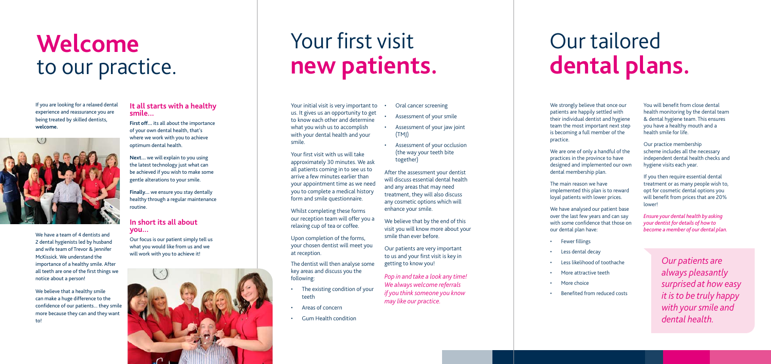# **Welcome** to our practice.

If you are looking for a relaxed dental experience and reassurance you are being treated by skilled dentists, **welcome.**

We have a team of 4 dentists and 2 dental hygienists led by husband and wife team of Trevor & Jennifer McKissick. We understand the importance of a healthy smile. After all teeth are one of the first things we notice about a person!

We believe that a healthy smile can make a huge difference to the confidence of our patients… they smile more because they can and they want to!

### It all starts with a healthy smile…

**First off…** its all about the importance of your own dental health, that's where we work with you to achieve optimum dental health.

**Next…** we will explain to you using the latest technology just what can be achieved if you wish to make some gentle alterations to your smile.

**Finally…** we ensure you stay dentally healthy through a regular maintenance routine.

### In short its all about you…

Our focus is our patient simply tell us what you would like from us and we will work with you to achieve it!

# Your first visit **new patients.**

Your initial visit is very important to us. It gives us an opportunity to get to know each other and determine what you wish us to accomplish with your dental health and your smile.

Your first visit with us will take approximately 30 minutes. We ask all patients coming in to see us to arrive a few minutes earlier than your appointment time as we need you to complete a medical history form and smile questionnaire.

Whilst completing these forms our reception team will offer you a relaxing cup of tea or coffee.

Upon completion of the forms, your chosen dentist will meet you at reception.

The dentist will then analyse some key areas and discuss you the following:

- The existing condition of your teeth
- Areas of concern
- Gum Health condition
- Oral cancer screening
- Assessment of your smile
- Assessment of your jaw joint (TMJ)
- Assessment of your occlusion (the way your teeth bite together)

After the assessment your dentist will discuss essential dental health and any areas that may need treatment, they will also discuss any cosmetic options which will enhance your smile.

We believe that by the end of this visit you will know more about your smile than ever before.

Our patients are very important to us and your first visit is key in getting to know you!

*Pop in and take a look any time! We always welcome referrals if you think someone you know may like our practice.*

# Our tailored **dental plans.**

We strongly believe that once our patients are happily settled with their individual dentist and hygiene team the most important next step is becoming a full member of the practice.

We are one of only a handful of the practices in the province to have designed and implemented our own dental membership plan.

The main reason we have implemented this plan is to reward loyal patients with lower prices.

We have analysed our patient base over the last few years and can say with some confidence that those on our dental plan have:

- Fewer fillings
- Less dental decay
- Less likelihood of toothache
- More attractive teeth
- More choice
- Benefited from reduced costs

You will benefit from close dental health monitoring by the dental team & dental hygiene team. This ensures you have a healthy mouth and a health smile for life.

Our practice membership scheme includes all the necessary independent dental health checks and hygiene visits each year.

If you then require essential dental treatment or as many people wish to, opt for cosmetic dental options you will benefit from prices that are 20% lower!

*Ensure your dental health by asking your dentist for details of how to become a member of our dental plan.*

*Our patients are always pleasantly surprised at how easy it is to be truly happy with your smile and dental health.*